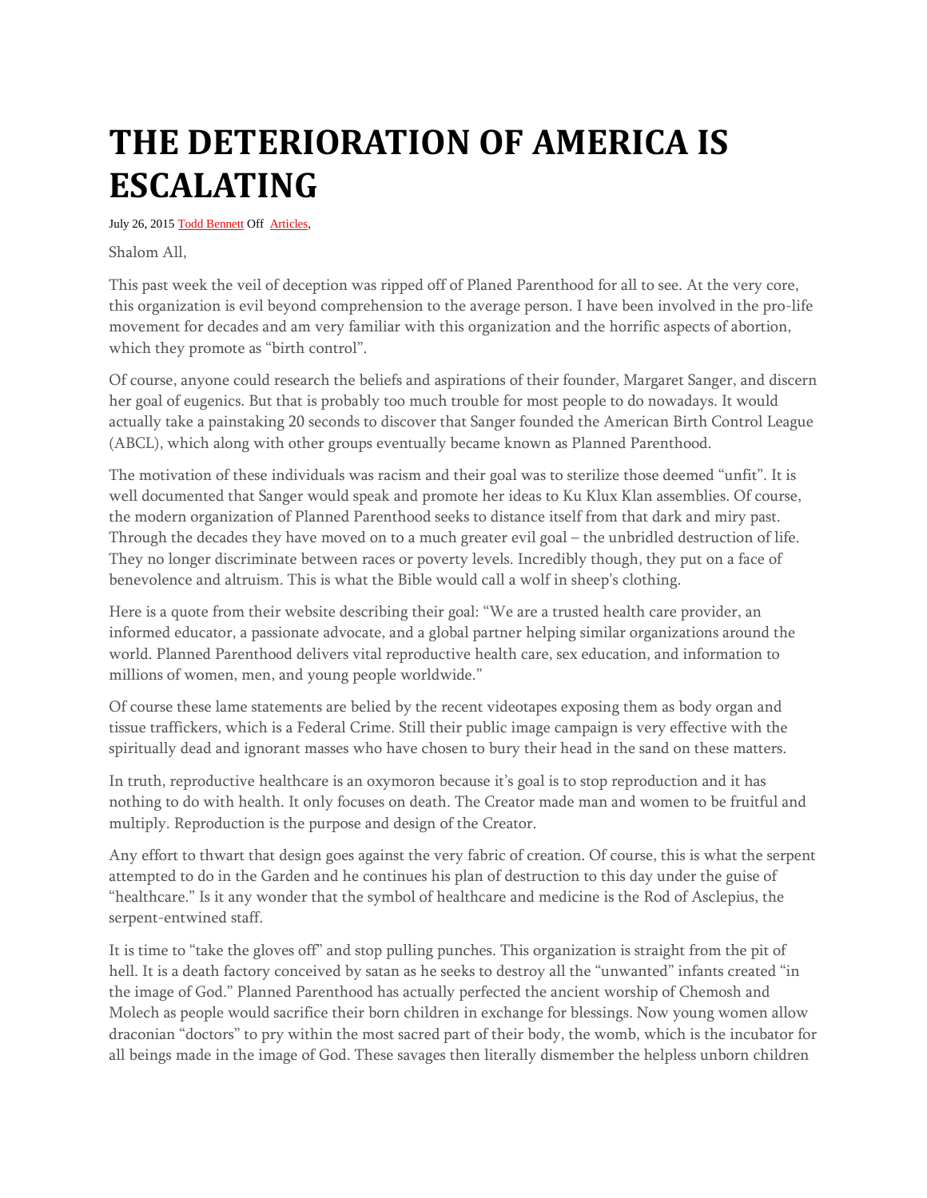# THE DETERIORATION OF AMERICA IS ESCALATING

July 26, 2015 Todd Bennett Off Articles,

Shalom All,

This past week the veil of deception was ripped off of Planed Parenthood for all to see. At the very core, this organization is evil beyond comprehension to the average person. I have been involved in the pro-life movement for decades and am very familiar with this organization and the horrific aspects of abortion, which they promote as "birth control".

Of course, anyone could research the beliefs and aspirations of their founder, Margaret Sanger, and discern her goal of eugenics. But that is probably too much trouble for most people to do nowadays. It would actually take a painstaking 20 seconds to discover that Sanger founded the American Birth Control League (ABCL), which along with other groups eventually became known as Planned Parenthood.

The motivation of these individuals was racism and their goal was to sterilize those deemed "unfit". It is well documented that Sanger would speak and promote her ideas to Ku Klux Klan assemblies. Of course, the modern organization of Planned Parenthood seeks to distance itself from that dark and miry past. Through the decades they have moved on to a much greater evil goal – the unbridled destruction of life. They no longer discriminate between races or poverty levels. Incredibly though, they put on a face of benevolence and altruism. This is what the Bible would call a wolf in sheep's clothing.

Here is a quote from their website describing their goal: "We are a trusted health care provider, an informed educator, a passionate advocate, and a global partner helping similar organizations around the world. Planned Parenthood delivers vital reproductive health care, sex education, and information to millions of women, men, and young people worldwide."

Of course these lame statements are belied by the recent videotapes exposing them as body organ and tissue traffickers, which is a Federal Crime. Still their public image campaign is very effective with the spiritually dead and ignorant masses who have chosen to bury their head in the sand on these matters.

In truth, reproductive healthcare is an oxymoron because it's goal is to stop reproduction and it has nothing to do with health. It only focuses on death. The Creator made man and women to be fruitful and multiply. Reproduction is the purpose and design of the Creator.

Any effort to thwart that design goes against the very fabric of creation. Of course, this is what the serpent attempted to do in the Garden and he continues his plan of destruction to this day under the guise of "healthcare." Is it any wonder that the symbol of healthcare and medicine is the Rod of Asclepius, the serpent-entwined staff.

It is time to "take the gloves off" and stop pulling punches. This organization is straight from the pit of hell. It is a death factory conceived by satan as he seeks to destroy all the "unwanted" infants created "in the image of God." Planned Parenthood has actually perfected the ancient worship of Chemosh and Molech as people would sacrifice their born children in exchange for blessings. Now young women allow draconian "doctors" to pry within the most sacred part of their body, the womb, which is the incubator for all beings made in the image of God. These savages then literally dismember the helpless unborn children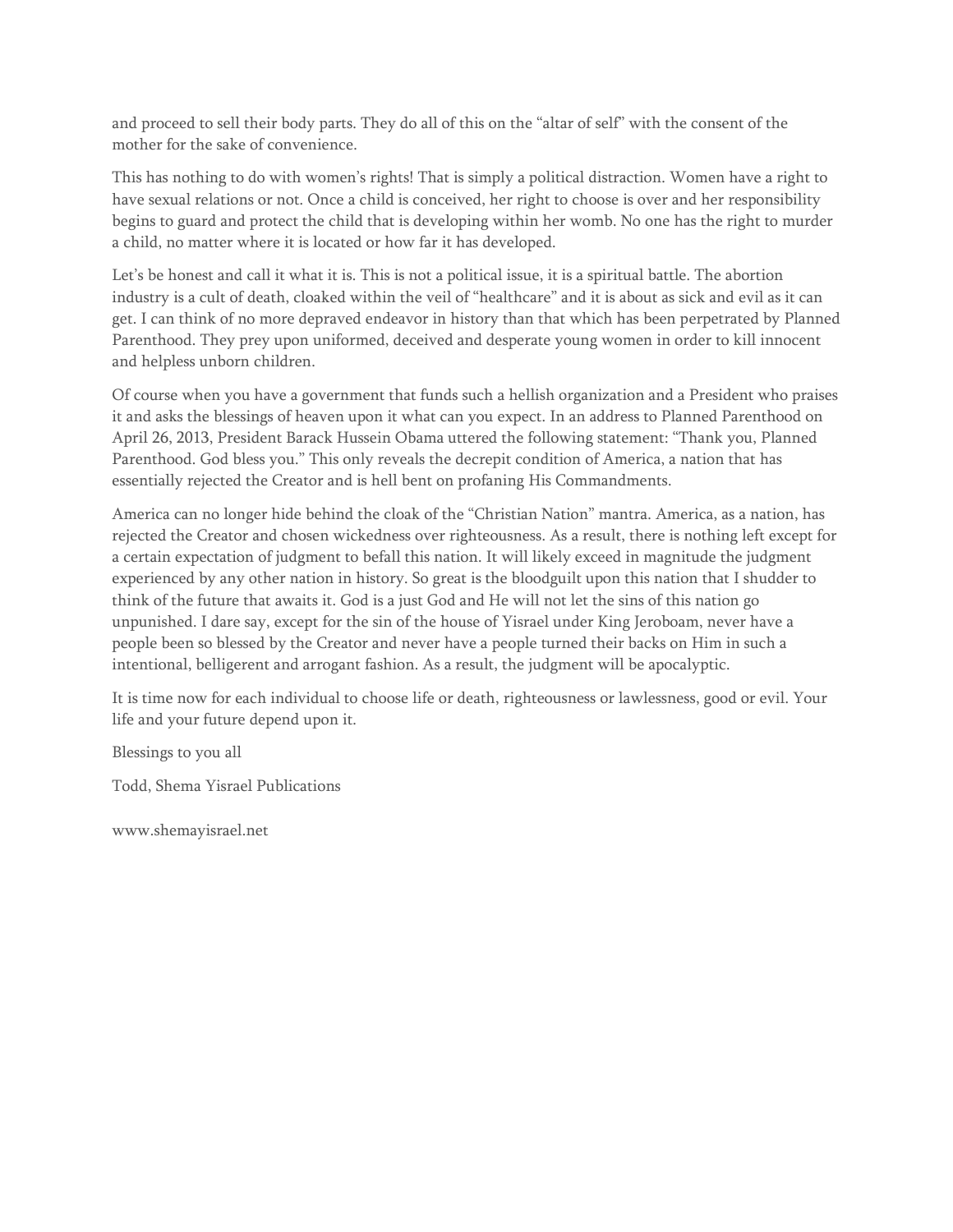and proceed to sell their body parts. They do all of this on the "altar of self" with the consent of the mother for the sake of convenience.

This has nothing to do with women's rights! That is simply a political distraction. Women have a right to have sexual relations or not. Once a child is conceived, her right to choose is over and her responsibility begins to guard and protect the child that is developing within her womb. No one has the right to murder a child, no matter where it is located or how far it has developed.

Let's be honest and call it what it is. This is not a political issue, it is a spiritual battle. The abortion industry is a cult of death, cloaked within the veil of "healthcare" and it is about as sick and evil as it can get. I can think of no more depraved endeavor in history than that which has been perpetrated by Planned Parenthood. They prey upon uniformed, deceived and desperate young women in order to kill innocent and helpless unborn children.

Of course when you have a government that funds such a hellish organization and a President who praises it and asks the blessings of heaven upon it what can you expect. In an address to Planned Parenthood on April 26, 2013, President Barack Hussein Obama uttered the following statement: "Thank you, Planned Parenthood. God bless you." This only reveals the decrepit condition of America, a nation that has essentially rejected the Creator and is hell bent on profaning His Commandments.

America can no longer hide behind the cloak of the "Christian Nation" mantra. America, as a nation, has rejected the Creator and chosen wickedness over righteousness. As a result, there is nothing left except for a certain expectation of judgment to befall this nation. It will likely exceed in magnitude the judgment experienced by any other nation in history. So great is the bloodguilt upon this nation that I shudder to think of the future that awaits it. God is a just God and He will not let the sins of this nation go unpunished. I dare say, except for the sin of the house of Yisrael under King Jeroboam, never have a people been so blessed by the Creator and never have a people turned their backs on Him in such a intentional, belligerent and arrogant fashion. As a result, the judgment will be apocalyptic.

It is time now for each individual to choose life or death, righteousness or lawlessness, good or evil. Your life and your future depend upon it.

Blessings to you all

Todd, Shema Yisrael Publications

www.shemayisrael.net